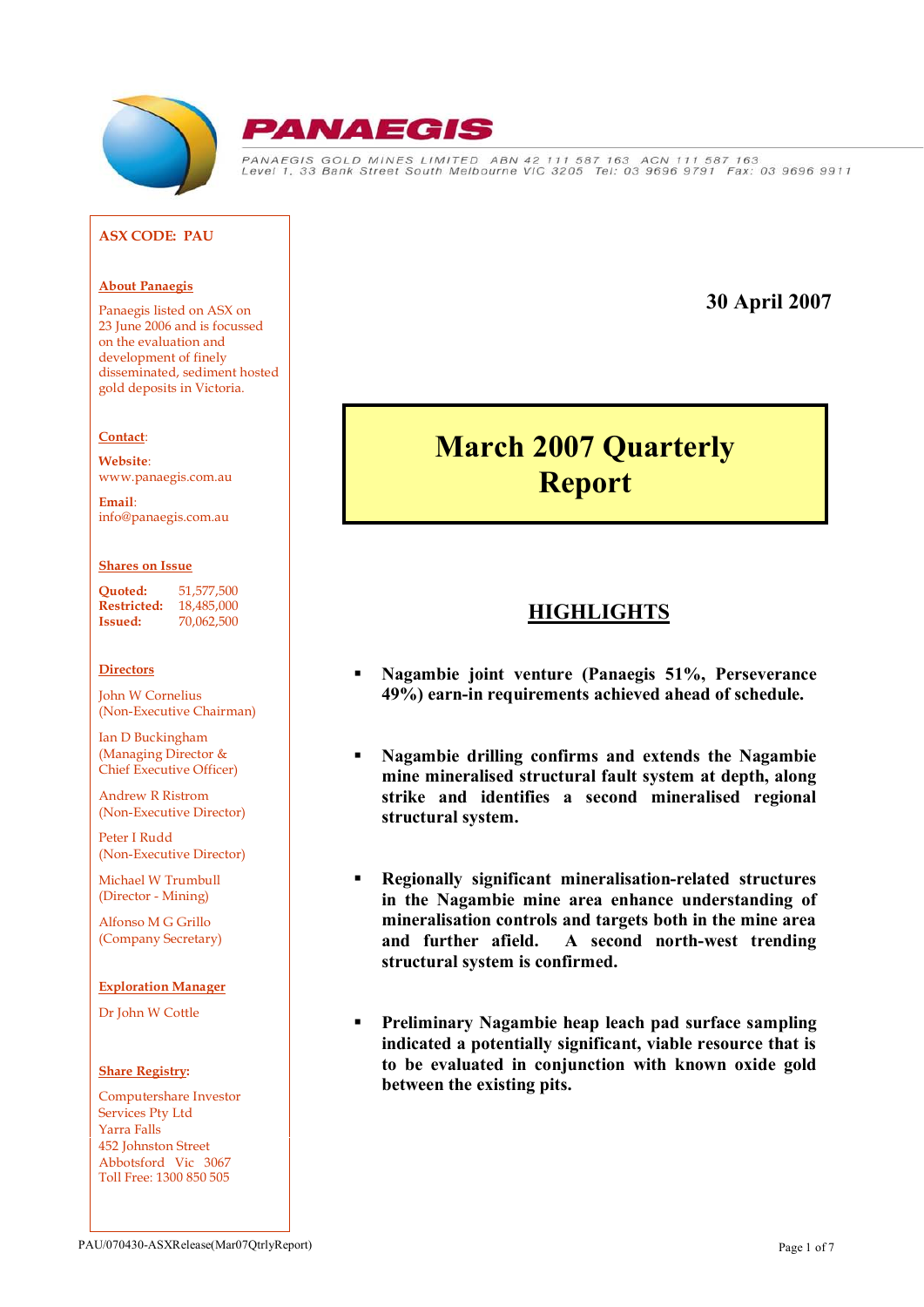**PANAEGIS**

PANAEGIS GOLD MINES LIMITED ABN 42 111 587 163 ACN 111 587 163
Level 1, 33 Bank Street South Melbourne VIC 3205 Tel: 03 9696 9791 Fax: 03 9696 9911

**ASX CODE: PAU**

**About Panaegis**

Panaegis listed on ASX on 23 June 2006 and is focussed on the evaluation and development of finely disseminated, sediment hosted gold deposits in Victoria.

**Contact**:

**Website**: www.panaegis.com.au

**Email**: info@panaegis.com.au

**Shares on Issue**

| | |
|---|---|
| **Quoted:** | 51,577,500 |
| **Restricted:** | 18,485,000 |
| **Issued:** | 70,062,500 |

**Directors**

John W Cornelius (Non-Executive Chairman)

Ian D Buckingham (Managing Director & Chief Executive Officer)

Andrew R Ristrom (Non-Executive Director)

Peter I Rudd (Non-Executive Director)

Michael W Trumbull (Director - Mining)

Alfonso M G Grillo (Company Secretary)

**Exploration Manager**

Dr John W Cottle

**Share Registry:**

Computershare Investor Services Pty Ltd
Yarra Falls
452 Johnston Street
Abbotsford Vic 3067
Toll Free: 1300 850 505

**30 April 2007**

# March 2007 Quarterly Report

## HIGHLIGHTS

- **Nagambie joint venture (Panaegis 51%, Perseverance 49%) earn-in requirements achieved ahead of schedule.**
- **Nagambie drilling confirms and extends the Nagambie mine mineralised structural fault system at depth, along strike and identifies a second mineralised regional structural system.**
- **Regionally significant mineralisation-related structures in the Nagambie mine area enhance understanding of mineralisation controls and targets both in the mine area and further afield. A second north-west trending structural system is confirmed.**
- **Preliminary Nagambie heap leach pad surface sampling indicated a potentially significant, viable resource that is to be evaluated in conjunction with known oxide gold between the existing pits.**

PAU/070430-ASXRelease(Mar07QtrlyReport)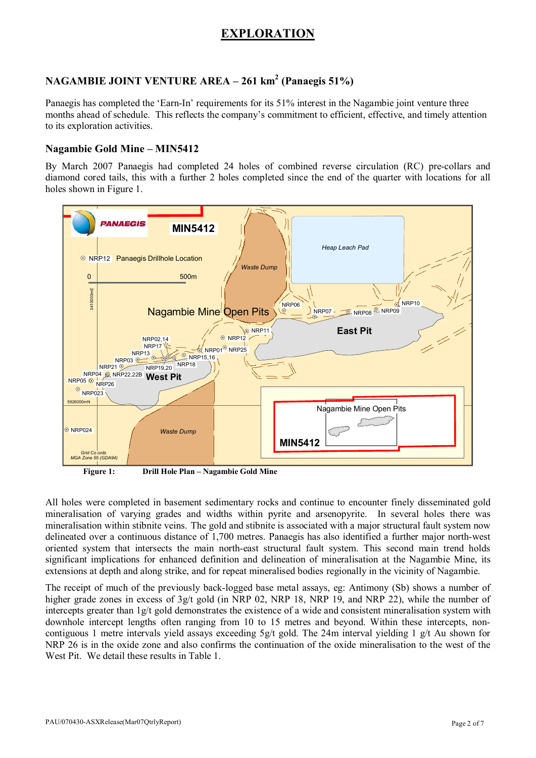# EXPLORATION

## NAGAMBIE JOINT VENTURE AREA – 261 km$^2$ (Panaegis 51%)

Panaegis has completed the 'Earn-In' requirements for its 51% interest in the Nagambie joint venture three months ahead of schedule. This reflects the company's commitment to efficient, effective, and timely attention to its exploration activities.

### Nagambie Gold Mine – MIN5412

By March 2007 Panaegis had completed 24 holes of combined reverse circulation (RC) pre-collars and diamond cored tails, this with a further 2 holes completed since the end of the quarter with locations for all holes shown in Figure 1.

**Figure 1:** **Drill Hole Plan – Nagambie Gold Mine**

All holes were completed in basement sedimentary rocks and continue to encounter finely disseminated gold mineralisation of varying grades and widths within pyrite and arsenopyrite. In several holes there was mineralisation within stibnite veins. The gold and stibnite is associated with a major structural fault system now delineated over a continuous distance of 1,700 metres. Panaegis has also identified a further major north-west oriented system that intersects the main north-east structural fault system. This second main trend holds significant implications for enhanced definition and delineation of mineralisation at the Nagambie Mine, its extensions at depth and along strike, and for repeat mineralised bodies regionally in the vicinity of Nagambie.

The receipt of much of the previously back-logged base metal assays, eg: Antimony (Sb) shows a number of higher grade zones in excess of 3g/t gold (in NRP 02, NRP 18, NRP 19, and NRP 22), while the number of intercepts greater than 1g/t gold demonstrates the existence of a wide and consistent mineralisation system with downhole intercept lengths often ranging from 10 to 15 metres and beyond. Within these intercepts, non-contiguous 1 metre intervals yield assays exceeding 5g/t gold. The 24m interval yielding 1 g/t Au shown for NRP 26 is in the oxide zone and also confirms the continuation of the oxide mineralisation to the west of the West Pit. We detail these results in Table 1.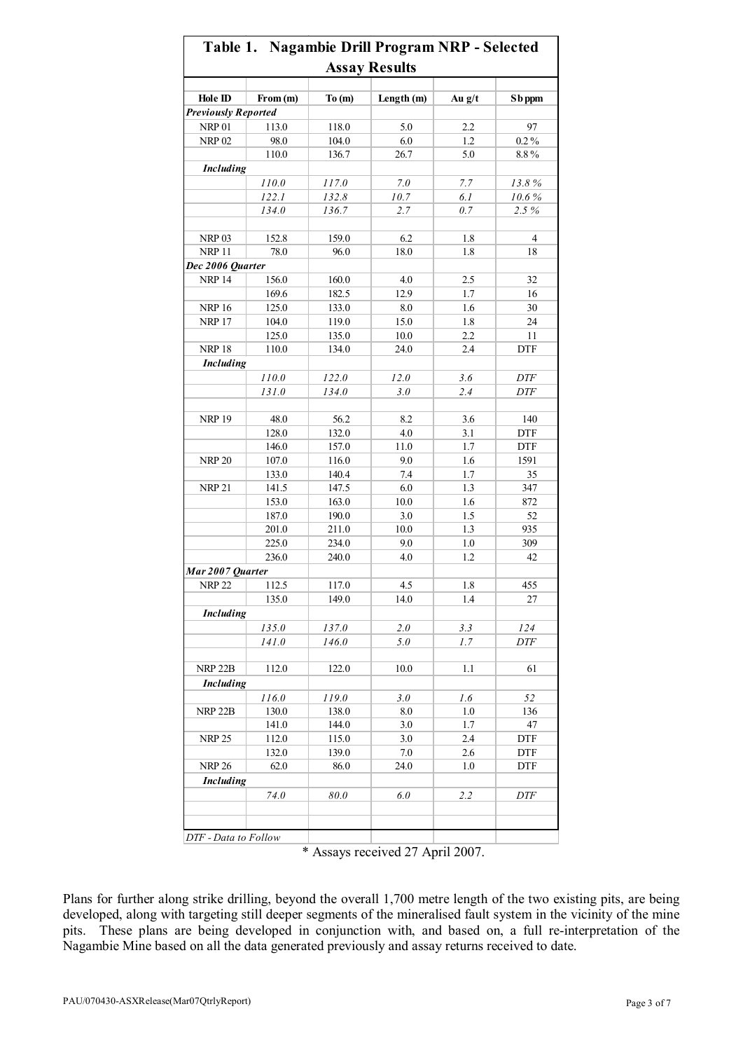**Table 1. Nagambie Drill Program NRP - Selected Assay Results**

| Hole ID | From (m) | To (m) | Length (m) | Au g/t | Sb ppm |
|---|---|---|---|---|---|
| ***Previously Reported*** | | | | | |
| NRP 01 | 113.0 | 118.0 | 5.0 | 2.2 | 97 |
| NRP 02 | 98.0 | 104.0 | 6.0 | 1.2 | 0.2 % |
| | 110.0 | 136.7 | 26.7 | 5.0 | 8.8 % |
| ***Including*** | | | | | |
| | *110.0* | *117.0* | *7.0* | *7.7* | *13.8 %* |
| | *122.1* | *132.8* | *10.7* | *6.1* | *10.6 %* |
| | *134.0* | *136.7* | *2.7* | *0.7* | *2.5 %* |
| | | | | | |
| NRP 03 | 152.8 | 159.0 | 6.2 | 1.8 | 4 |
| NRP 11 | 78.0 | 96.0 | 18.0 | 1.8 | 18 |
| ***Dec 2006 Quarter*** | | | | | |
| NRP 14 | 156.0 | 160.0 | 4.0 | 2.5 | 32 |
| | 169.6 | 182.5 | 12.9 | 1.7 | 16 |
| NRP 16 | 125.0 | 133.0 | 8.0 | 1.6 | 30 |
| NRP 17 | 104.0 | 119.0 | 15.0 | 1.8 | 24 |
| | 125.0 | 135.0 | 10.0 | 2.2 | 11 |
| NRP 18 | 110.0 | 134.0 | 24.0 | 2.4 | DTF |
| ***Including*** | | | | | |
| | *110.0* | *122.0* | *12.0* | *3.6* | *DTF* |
| | *131.0* | *134.0* | *3.0* | *2.4* | *DTF* |
| | | | | | |
| NRP 19 | 48.0 | 56.2 | 8.2 | 3.6 | 140 |
| | 128.0 | 132.0 | 4.0 | 3.1 | DTF |
| | 146.0 | 157.0 | 11.0 | 1.7 | DTF |
| NRP 20 | 107.0 | 116.0 | 9.0 | 1.6 | 1591 |
| | 133.0 | 140.4 | 7.4 | 1.7 | 35 |
| NRP 21 | 141.5 | 147.5 | 6.0 | 1.3 | 347 |
| | 153.0 | 163.0 | 10.0 | 1.6 | 872 |
| | 187.0 | 190.0 | 3.0 | 1.5 | 52 |
| | 201.0 | 211.0 | 10.0 | 1.3 | 935 |
| | 225.0 | 234.0 | 9.0 | 1.0 | 309 |
| | 236.0 | 240.0 | 4.0 | 1.2 | 42 |
| ***Mar 2007 Quarter*** | | | | | |
| NRP 22 | 112.5 | 117.0 | 4.5 | 1.8 | 455 |
| | 135.0 | 149.0 | 14.0 | 1.4 | 27 |
| ***Including*** | | | | | |
| | *135.0* | *137.0* | *2.0* | *3.3* | *124* |
| | *141.0* | *146.0* | *5.0* | *1.7* | *DTF* |
| | | | | | |
| NRP 22B | 112.0 | 122.0 | 10.0 | 1.1 | 61 |
| ***Including*** | | | | | |
| | *116.0* | *119.0* | *3.0* | *1.6* | *52* |
| NRP 22B | 130.0 | 138.0 | 8.0 | 1.0 | 136 |
| | 141.0 | 144.0 | 3.0 | 1.7 | 47 |
| NRP 25 | 112.0 | 115.0 | 3.0 | 2.4 | DTF |
| | 132.0 | 139.0 | 7.0 | 2.6 | DTF |
| NRP 26 | 62.0 | 86.0 | 24.0 | 1.0 | DTF |
| ***Including*** | | | | | |
| | *74.0* | *80.0* | *6.0* | *2.2* | *DTF* |

*DTF - Data to Follow*

\* Assays received 27 April 2007.

Plans for further along strike drilling, beyond the overall 1,700 metre length of the two existing pits, are being developed, along with targeting still deeper segments of the mineralised fault system in the vicinity of the mine pits. These plans are being developed in conjunction with, and based on, a full re-interpretation of the Nagambie Mine based on all the data generated previously and assay returns received to date.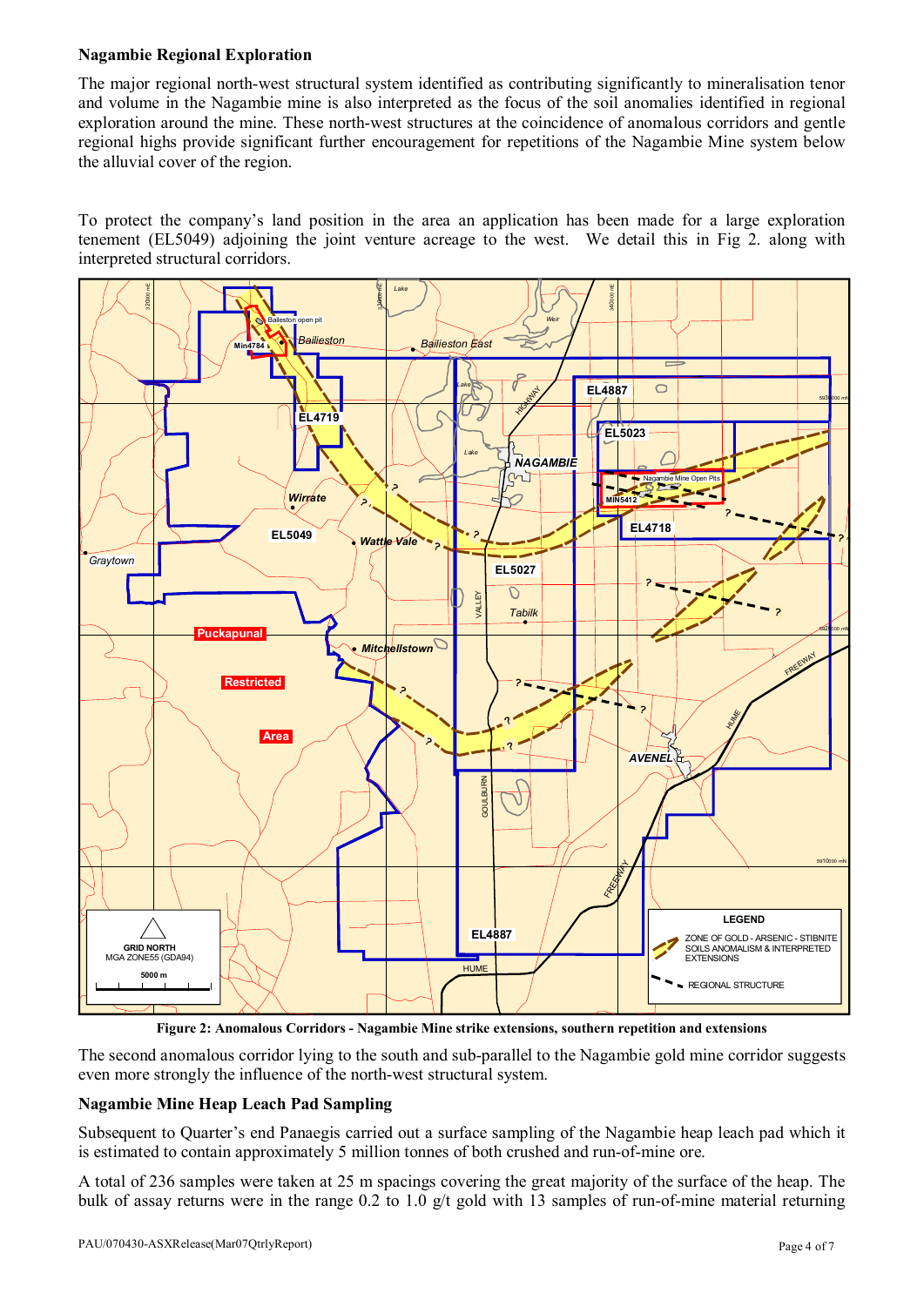## Nagambie Regional Exploration

The major regional north-west structural system identified as contributing significantly to mineralisation tenor and volume in the Nagambie mine is also interpreted as the focus of the soil anomalies identified in regional exploration around the mine. These north-west structures at the coincidence of anomalous corridors and gentle regional highs provide significant further encouragement for repetitions of the Nagambie Mine system below the alluvial cover of the region.

To protect the company's land position in the area an application has been made for a large exploration tenement (EL5049) adjoining the joint venture acreage to the west. We detail this in Fig 2. along with interpreted structural corridors.

**Figure 2: Anomalous Corridors - Nagambie Mine strike extensions, southern repetition and extensions**

The second anomalous corridor lying to the south and sub-parallel to the Nagambie gold mine corridor suggests even more strongly the influence of the north-west structural system.

## Nagambie Mine Heap Leach Pad Sampling

Subsequent to Quarter's end Panaegis carried out a surface sampling of the Nagambie heap leach pad which it is estimated to contain approximately 5 million tonnes of both crushed and run-of-mine ore.

A total of 236 samples were taken at 25 m spacings covering the great majority of the surface of the heap. The bulk of assay returns were in the range 0.2 to 1.0 g/t gold with 13 samples of run-of-mine material returning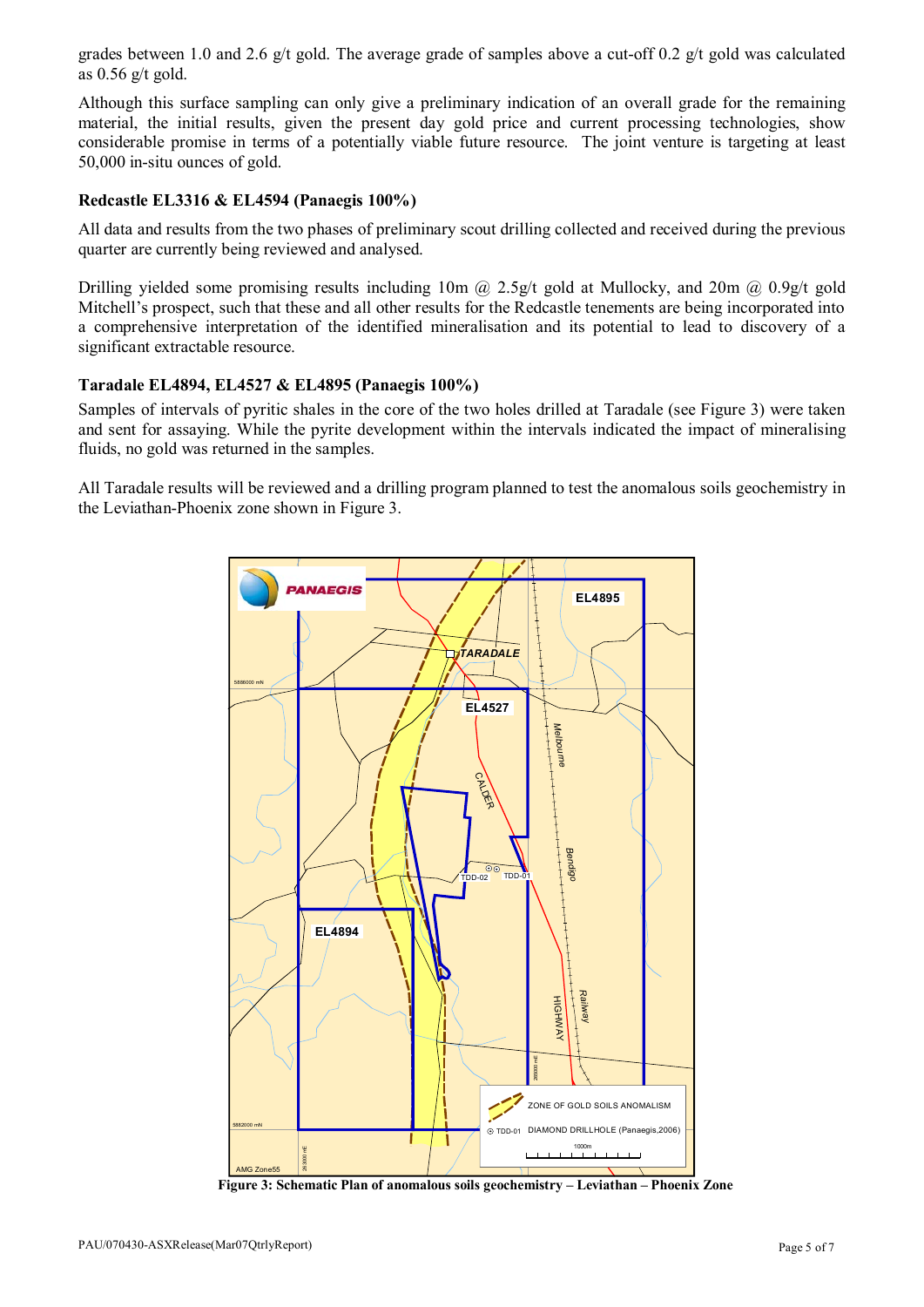grades between 1.0 and 2.6 g/t gold. The average grade of samples above a cut-off 0.2 g/t gold was calculated as 0.56 g/t gold.

Although this surface sampling can only give a preliminary indication of an overall grade for the remaining material, the initial results, given the present day gold price and current processing technologies, show considerable promise in terms of a potentially viable future resource. The joint venture is targeting at least 50,000 in-situ ounces of gold.

### Redcastle EL3316 & EL4594 (Panaegis 100%)

All data and results from the two phases of preliminary scout drilling collected and received during the previous quarter are currently being reviewed and analysed.

Drilling yielded some promising results including 10m @ 2.5g/t gold at Mullocky, and 20m @ 0.9g/t gold Mitchell's prospect, such that these and all other results for the Redcastle tenements are being incorporated into a comprehensive interpretation of the identified mineralisation and its potential to lead to discovery of a significant extractable resource.

### Taradale EL4894, EL4527 & EL4895 (Panaegis 100%)

Samples of intervals of pyritic shales in the core of the two holes drilled at Taradale (see Figure 3) were taken and sent for assaying. While the pyrite development within the intervals indicated the impact of mineralising fluids, no gold was returned in the samples.

All Taradale results will be reviewed and a drilling program planned to test the anomalous soils geochemistry in the Leviathan-Phoenix zone shown in Figure 3.

**Figure 3: Schematic Plan of anomalous soils geochemistry – Leviathan – Phoenix Zone**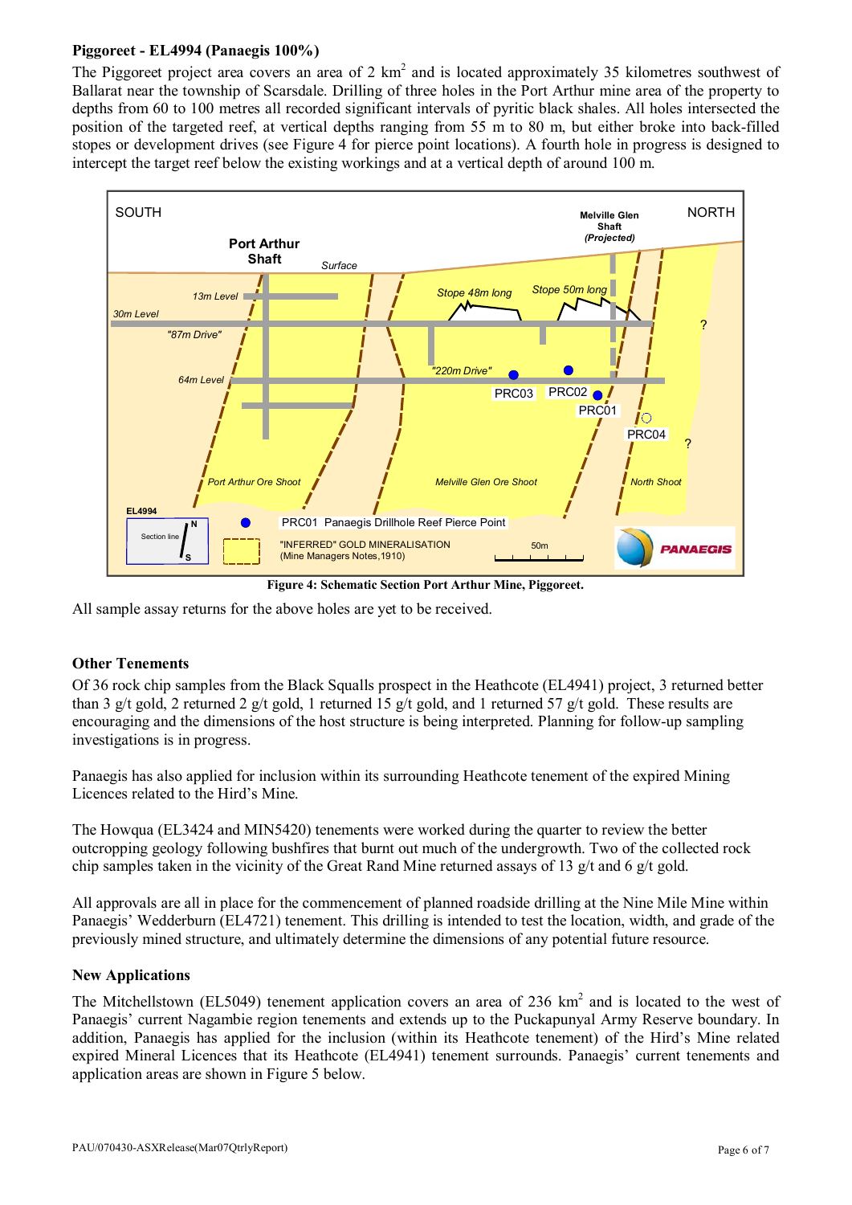**Piggoreet - EL4994 (Panaegis 100%)**

The Piggoreet project area covers an area of 2 km$^2$ and is located approximately 35 kilometres southwest of Ballarat near the township of Scarsdale. Drilling of three holes in the Port Arthur mine area of the property to depths from 60 to 100 metres all recorded significant intervals of pyritic black shales. All holes intersected the position of the targeted reef, at vertical depths ranging from 55 m to 80 m, but either broke into back-filled stopes or development drives (see Figure 4 for pierce point locations). A fourth hole in progress is designed to intercept the target reef below the existing workings and at a vertical depth of around 100 m.

**Figure 4: Schematic Section Port Arthur Mine, Piggoreet.**

All sample assay returns for the above holes are yet to be received.

**Other Tenements**

Of 36 rock chip samples from the Black Squalls prospect in the Heathcote (EL4941) project, 3 returned better than 3 g/t gold, 2 returned 2 g/t gold, 1 returned 15 g/t gold, and 1 returned 57 g/t gold. These results are encouraging and the dimensions of the host structure is being interpreted. Planning for follow-up sampling investigations is in progress.

Panaegis has also applied for inclusion within its surrounding Heathcote tenement of the expired Mining Licences related to the Hird's Mine.

The Howqua (EL3424 and MIN5420) tenements were worked during the quarter to review the better outcropping geology following bushfires that burnt out much of the undergrowth. Two of the collected rock chip samples taken in the vicinity of the Great Rand Mine returned assays of 13 g/t and 6 g/t gold.

All approvals are all in place for the commencement of planned roadside drilling at the Nine Mile Mine within Panaegis' Wedderburn (EL4721) tenement. This drilling is intended to test the location, width, and grade of the previously mined structure, and ultimately determine the dimensions of any potential future resource.

**New Applications**

The Mitchellstown (EL5049) tenement application covers an area of 236 km$^2$ and is located to the west of Panaegis' current Nagambie region tenements and extends up to the Puckapunyal Army Reserve boundary. In addition, Panaegis has applied for the inclusion (within its Heathcote tenement) of the Hird's Mine related expired Mineral Licences that its Heathcote (EL4941) tenement surrounds. Panaegis' current tenements and application areas are shown in Figure 5 below.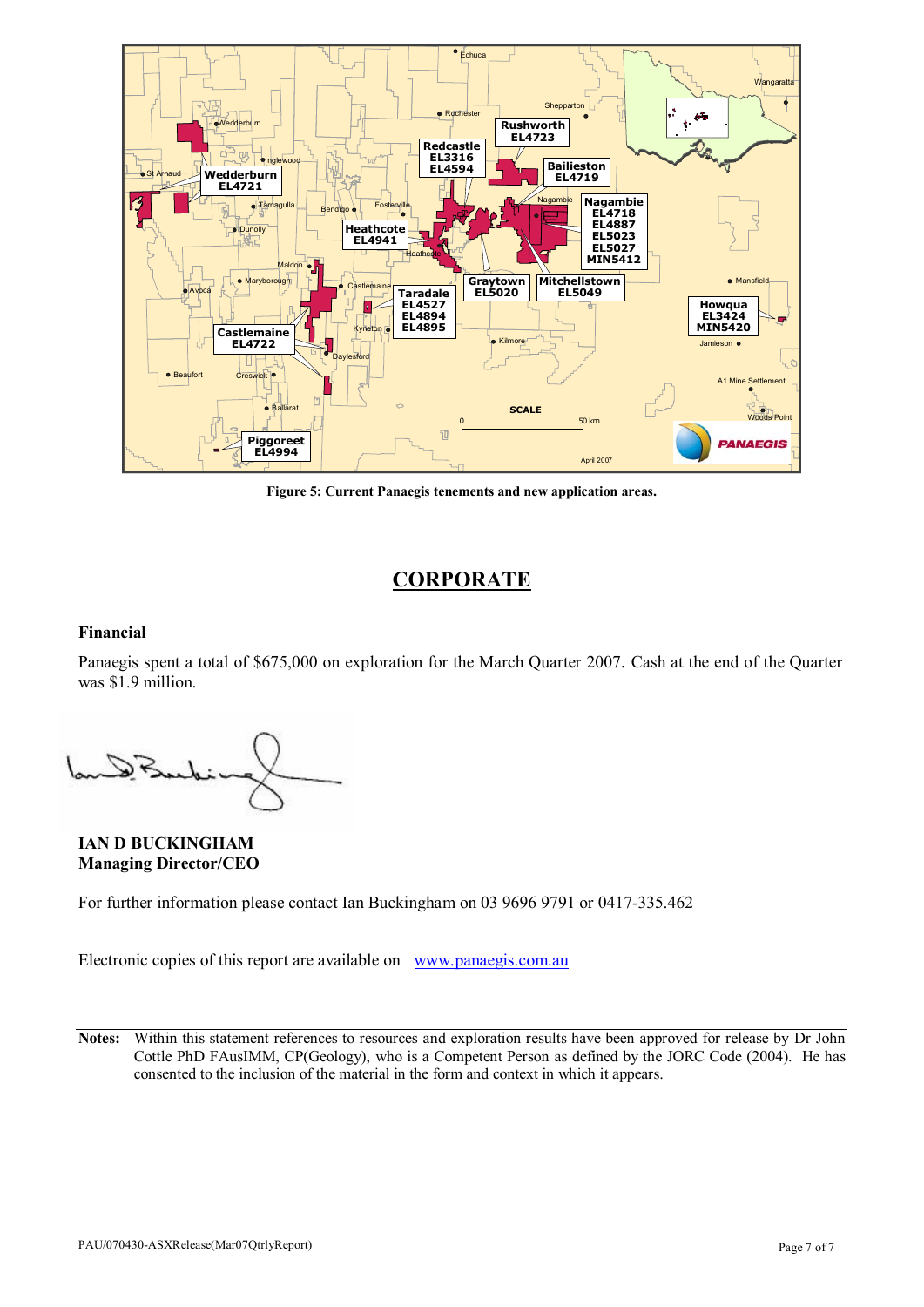Figure 5: Current Panaegis tenements and new application areas.

## CORPORATE

### Financial

Panaegis spent a total of $675,000 on exploration for the March Quarter 2007. Cash at the end of the Quarter was $1.9 million.

**IAN D BUCKINGHAM**
**Managing Director/CEO**

For further information please contact Ian Buckingham on 03 9696 9791 or 0417-335.462

Electronic copies of this report are available on [www.panaegis.com.au](http://www.panaegis.com.au)

**Notes:** Within this statement references to resources and exploration results have been approved for release by Dr John Cottle PhD FAusIMM, CP(Geology), who is a Competent Person as defined by the JORC Code (2004). He has consented to the inclusion of the material in the form and context in which it appears.

PAU/070430-ASXRelease(Mar07QtrlyReport)